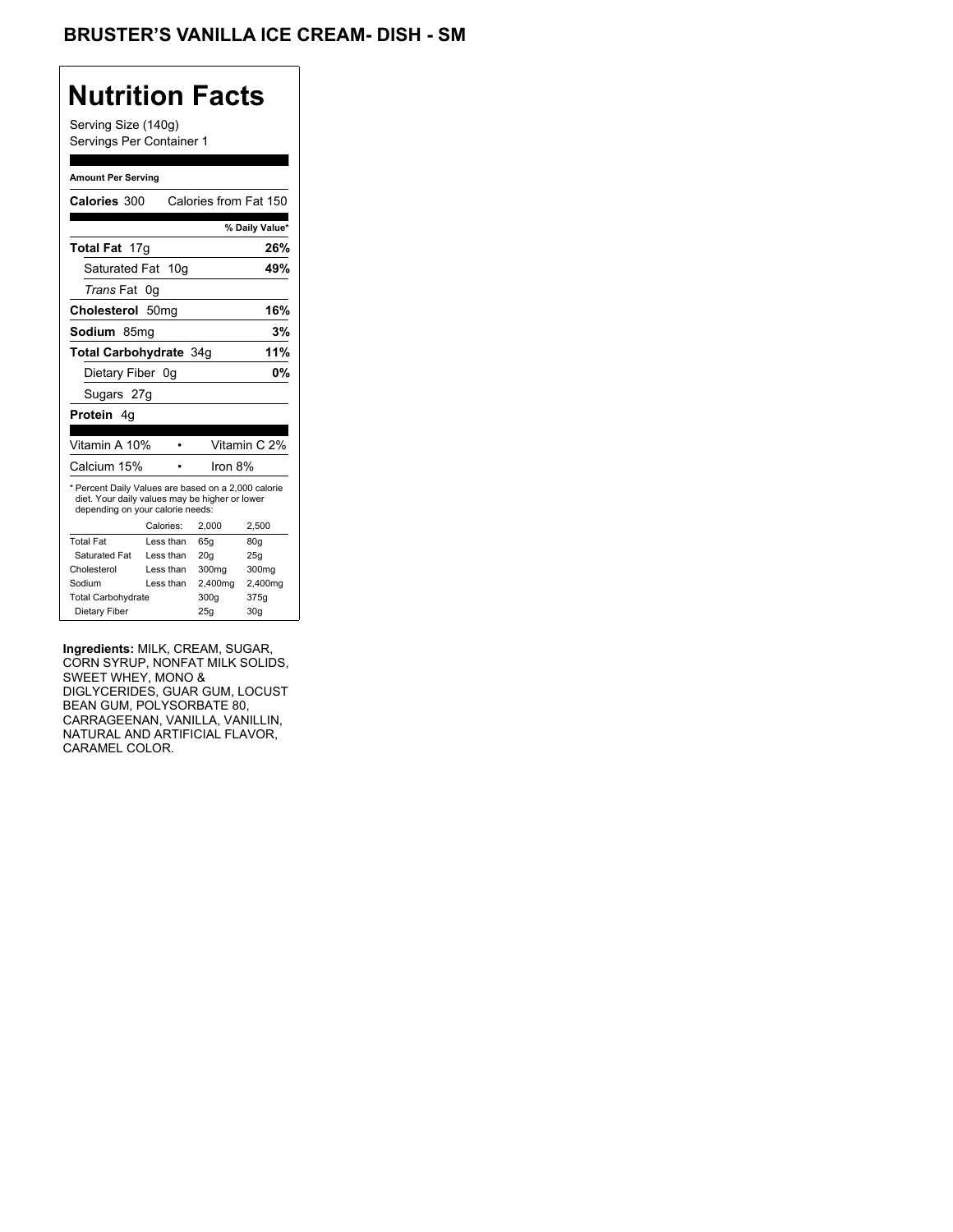# BRUSTER'S VANILLA ICE CREAM- DISH - SM

## Nutrition Facts

Serving Size (140g)
Servings Per Container 1

**Amount Per Serving**

**Calories** 300 Calories from Fat 150

| | % Daily Value* |
|---|---|
| **Total Fat** 17g | **26%** |
| Saturated Fat 10g | **49%** |
| *Trans* Fat 0g | |
| **Cholesterol** 50mg | **16%** |
| **Sodium** 85mg | **3%** |
| **Total Carbohydrate** 34g | **11%** |
| Dietary Fiber 0g | **0%** |
| Sugars 27g | |
| **Protein** 4g | |

| | |
|---|---|
| Vitamin A 10% | Vitamin C 2% |
| Calcium 15% | Iron 8% |

* Percent Daily Values are based on a 2,000 calorie diet. Your daily values may be higher or lower depending on your calorie needs:

| | Calories: | 2,000 | 2,500 |
|---|---|---|---|
| Total Fat | Less than | 65g | 80g |
| Saturated Fat | Less than | 20g | 25g |
| Cholesterol | Less than | 300mg | 300mg |
| Sodium | Less than | 2,400mg | 2,400mg |
| Total Carbohydrate | | 300g | 375g |
| Dietary Fiber | | 25g | 30g |

**Ingredients:** MILK, CREAM, SUGAR, CORN SYRUP, NONFAT MILK SOLIDS, SWEET WHEY, MONO & DIGLYCERIDES, GUAR GUM, LOCUST BEAN GUM, POLYSORBATE 80, CARRAGEENAN, VANILLA, VANILLIN, NATURAL AND ARTIFICIAL FLAVOR, CARAMEL COLOR.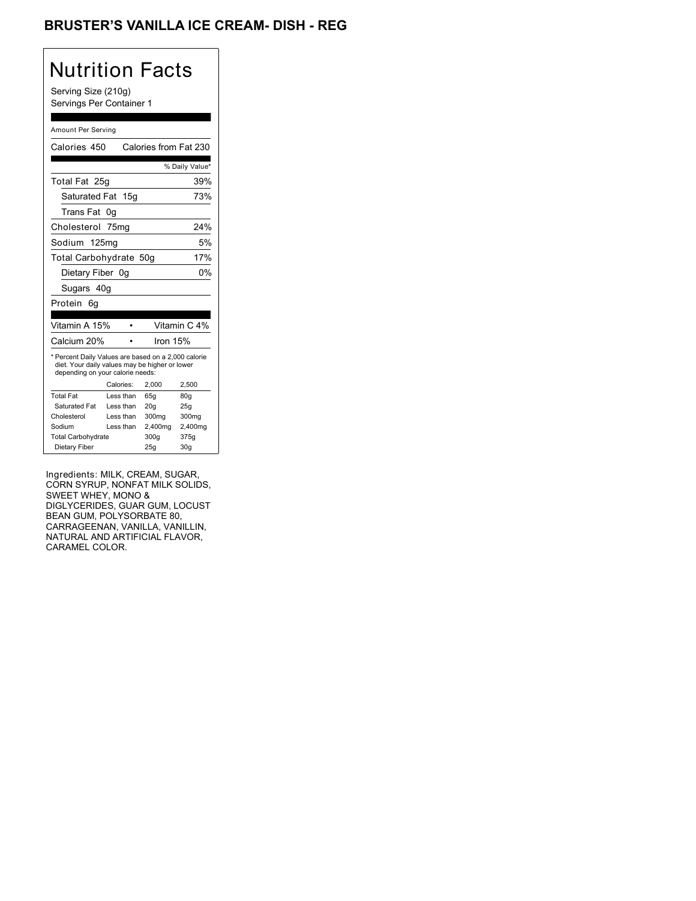# BRUSTER'S VANILLA ICE CREAM- DISH - REG

## Nutrition Facts

Serving Size (210g)
Servings Per Container 1

Amount Per Serving

| Calories 450 | Calories from Fat 230 |
|---|---|
| | % Daily Value* |
| Total Fat 25g | 39% |
| Saturated Fat 15g | 73% |
| Trans Fat 0g | |
| Cholesterol 75mg | 24% |
| Sodium 125mg | 5% |
| Total Carbohydrate 50g | 17% |
| Dietary Fiber 0g | 0% |
| Sugars 40g | |
| Protein 6g | |

| | |
|---|---|
| Vitamin A 15% | Vitamin C 4% |
| Calcium 20% | Iron 15% |

* Percent Daily Values are based on a 2,000 calorie diet. Your daily values may be higher or lower depending on your calorie needs:

| | Calories: | 2,000 | 2,500 |
|---|---|---|---|
| Total Fat | Less than | 65g | 80g |
| Saturated Fat | Less than | 20g | 25g |
| Cholesterol | Less than | 300mg | 300mg |
| Sodium | Less than | 2,400mg | 2,400mg |
| Total Carbohydrate | | 300g | 375g |
| Dietary Fiber | | 25g | 30g |

Ingredients: MILK, CREAM, SUGAR, CORN SYRUP, NONFAT MILK SOLIDS, SWEET WHEY, MONO & DIGLYCERIDES, GUAR GUM, LOCUST BEAN GUM, POLYSORBATE 80, CARRAGEENAN, VANILLA, VANILLIN, NATURAL AND ARTIFICIAL FLAVOR, CARAMEL COLOR.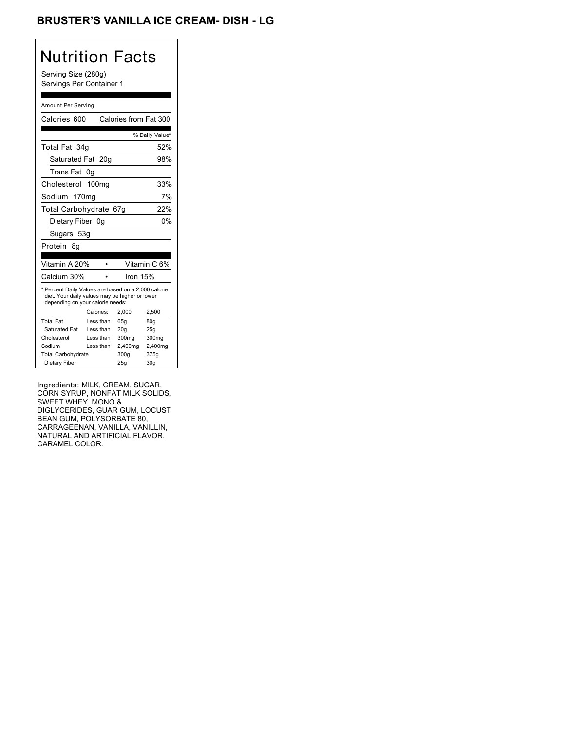# BRUSTER'S VANILLA ICE CREAM- DISH - LG

## Nutrition Facts

Serving Size (280g)
Servings Per Container 1

Amount Per Serving

| Calories 600 | Calories from Fat 300 |
|---|---|
| | % Daily Value* |
| Total Fat 34g | 52% |
| Saturated Fat 20g | 98% |
| Trans Fat 0g | |
| Cholesterol 100mg | 33% |
| Sodium 170mg | 7% |
| Total Carbohydrate 67g | 22% |
| Dietary Fiber 0g | 0% |
| Sugars 53g | |
| Protein 8g | |

| Vitamin A 20% | • | Vitamin C 6% |
|---|---|---|
| Calcium 30% | • | Iron 15% |

* Percent Daily Values are based on a 2,000 calorie diet. Your daily values may be higher or lower depending on your calorie needs:

| | Calories: | 2,000 | 2,500 |
|---|---|---|---|
| Total Fat | Less than | 65g | 80g |
| Saturated Fat | Less than | 20g | 25g |
| Cholesterol | Less than | 300mg | 300mg |
| Sodium | Less than | 2,400mg | 2,400mg |
| Total Carbohydrate | | 300g | 375g |
| Dietary Fiber | | 25g | 30g |

Ingredients: MILK, CREAM, SUGAR, CORN SYRUP, NONFAT MILK SOLIDS, SWEET WHEY, MONO & DIGLYCERIDES, GUAR GUM, LOCUST BEAN GUM, POLYSORBATE 80, CARRAGEENAN, VANILLA, VANILLIN, NATURAL AND ARTIFICIAL FLAVOR, CARAMEL COLOR.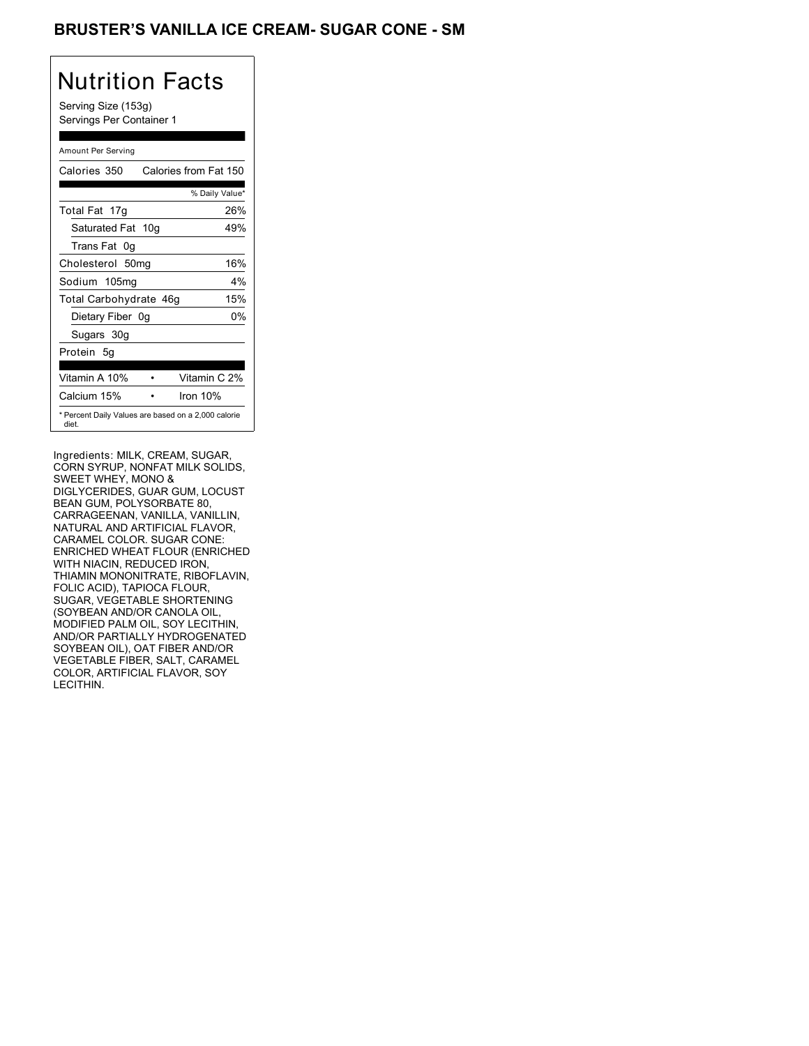# BRUSTER'S VANILLA ICE CREAM- SUGAR CONE - SM

## Nutrition Facts

Serving Size (153g)
Servings Per Container 1

Amount Per Serving

| Calories 350 | Calories from Fat 150 |
|---|---|
| | % Daily Value* |
| Total Fat 17g | 26% |
| Saturated Fat 10g | 49% |
| Trans Fat 0g | |
| Cholesterol 50mg | 16% |
| Sodium 105mg | 4% |
| Total Carbohydrate 46g | 15% |
| Dietary Fiber 0g | 0% |
| Sugars 30g | |
| Protein 5g | |

| Vitamin A 10% | • | Vitamin C 2% |
|---|---|---|
| Calcium 15% | • | Iron 10% |

* Percent Daily Values are based on a 2,000 calorie diet.

Ingredients: MILK, CREAM, SUGAR, CORN SYRUP, NONFAT MILK SOLIDS, SWEET WHEY, MONO & DIGLYCERIDES, GUAR GUM, LOCUST BEAN GUM, POLYSORBATE 80, CARRAGEENAN, VANILLA, VANILLIN, NATURAL AND ARTIFICIAL FLAVOR, CARAMEL COLOR. SUGAR CONE: ENRICHED WHEAT FLOUR (ENRICHED WITH NIACIN, REDUCED IRON, THIAMIN MONONITRATE, RIBOFLAVIN, FOLIC ACID), TAPIOCA FLOUR, SUGAR, VEGETABLE SHORTENING (SOYBEAN AND/OR CANOLA OIL, MODIFIED PALM OIL, SOY LECITHIN, AND/OR PARTIALLY HYDROGENATED SOYBEAN OIL), OAT FIBER AND/OR VEGETABLE FIBER, SALT, CARAMEL COLOR, ARTIFICIAL FLAVOR, SOY LECITHIN.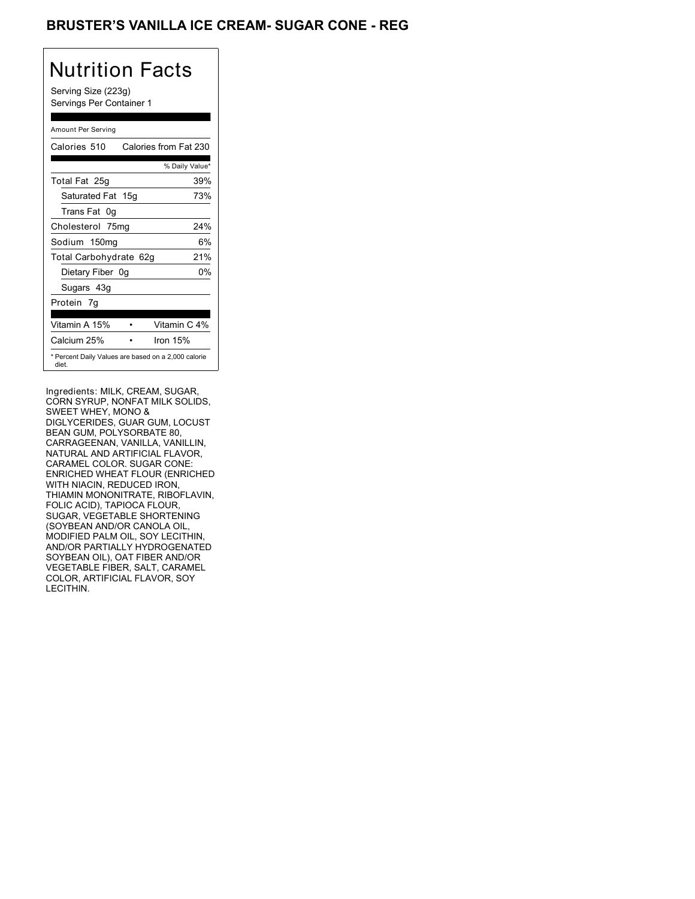# BRUSTER'S VANILLA ICE CREAM- SUGAR CONE - REG

## Nutrition Facts

Serving Size (223g)
Servings Per Container 1

| Amount Per Serving | |
|---|---|
| Calories 510 | Calories from Fat 230 |
| | % Daily Value* |
| Total Fat 25g | 39% |
| Saturated Fat 15g | 73% |
| Trans Fat 0g | |
| Cholesterol 75mg | 24% |
| Sodium 150mg | 6% |
| Total Carbohydrate 62g | 21% |
| Dietary Fiber 0g | 0% |
| Sugars 43g | |
| Protein 7g | |
| Vitamin A 15% | Vitamin C 4% |
| Calcium 25% | Iron 15% |

* Percent Daily Values are based on a 2,000 calorie diet.

Ingredients: MILK, CREAM, SUGAR, CORN SYRUP, NONFAT MILK SOLIDS, SWEET WHEY, MONO & DIGLYCERIDES, GUAR GUM, LOCUST BEAN GUM, POLYSORBATE 80, CARRAGEENAN, VANILLA, VANILLIN, NATURAL AND ARTIFICIAL FLAVOR, CARAMEL COLOR. SUGAR CONE: ENRICHED WHEAT FLOUR (ENRICHED WITH NIACIN, REDUCED IRON, THIAMIN MONONITRATE, RIBOFLAVIN, FOLIC ACID), TAPIOCA FLOUR, SUGAR, VEGETABLE SHORTENING (SOYBEAN AND/OR CANOLA OIL, MODIFIED PALM OIL, SOY LECITHIN, AND/OR PARTIALLY HYDROGENATED SOYBEAN OIL), OAT FIBER AND/OR VEGETABLE FIBER, SALT, CARAMEL COLOR, ARTIFICIAL FLAVOR, SOY LECITHIN.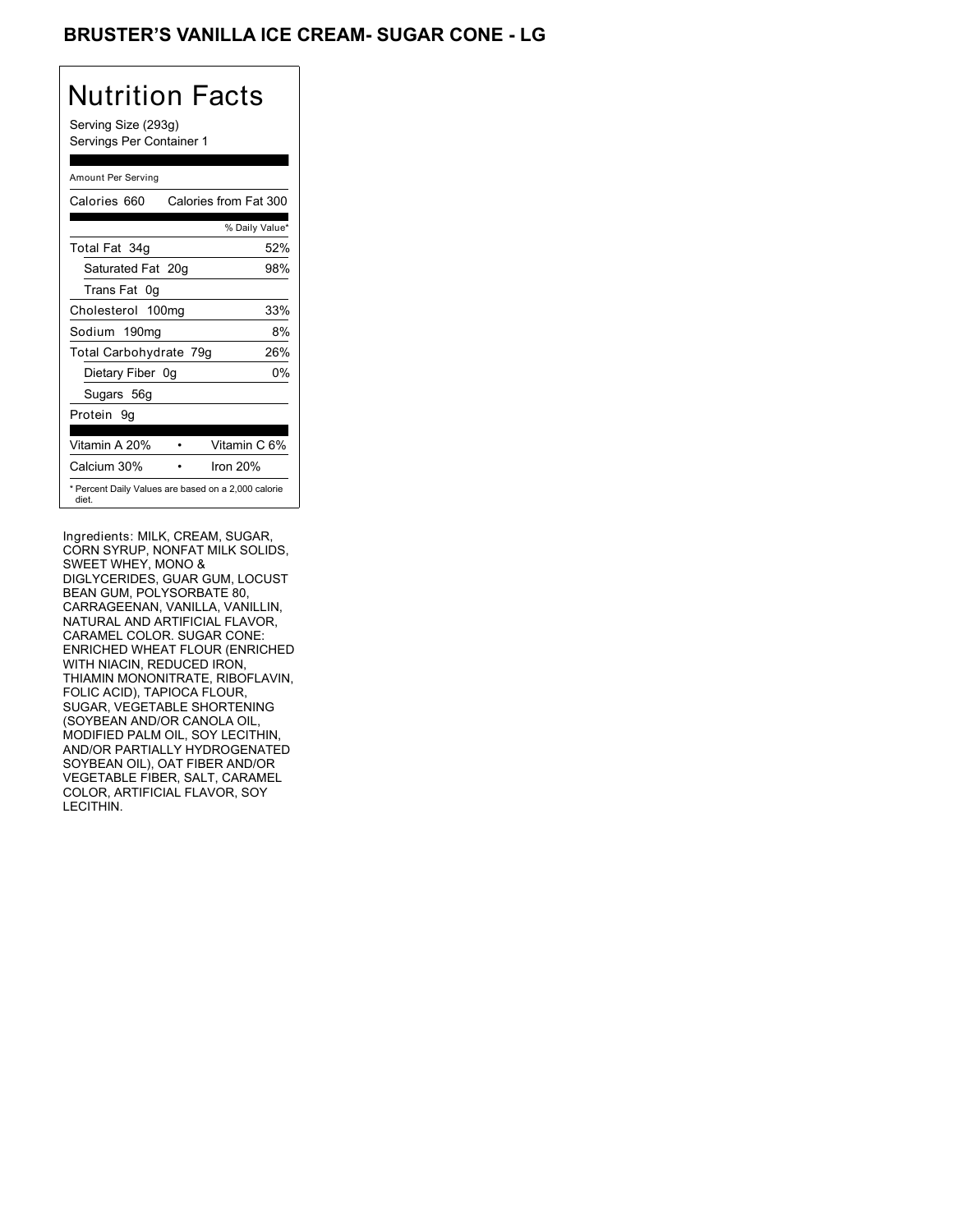# BRUSTER'S VANILLA ICE CREAM- SUGAR CONE - LG

## Nutrition Facts

Serving Size (293g)
Servings Per Container 1

Amount Per Serving

| Calories 660 | Calories from Fat 300 |
|---|---|
| | % Daily Value* |
| Total Fat 34g | 52% |
| Saturated Fat 20g | 98% |
| Trans Fat 0g | |
| Cholesterol 100mg | 33% |
| Sodium 190mg | 8% |
| Total Carbohydrate 79g | 26% |
| Dietary Fiber 0g | 0% |
| Sugars 56g | |
| Protein 9g | |

| Vitamin A 20% | • | Vitamin C 6% |
|---|---|---|
| Calcium 30% | • | Iron 20% |

* Percent Daily Values are based on a 2,000 calorie diet.

Ingredients: MILK, CREAM, SUGAR, CORN SYRUP, NONFAT MILK SOLIDS, SWEET WHEY, MONO & DIGLYCERIDES, GUAR GUM, LOCUST BEAN GUM, POLYSORBATE 80, CARRAGEENAN, VANILLA, VANILLIN, NATURAL AND ARTIFICIAL FLAVOR, CARAMEL COLOR. SUGAR CONE: ENRICHED WHEAT FLOUR (ENRICHED WITH NIACIN, REDUCED IRON, THIAMIN MONONITRATE, RIBOFLAVIN, FOLIC ACID), TAPIOCA FLOUR, SUGAR, VEGETABLE SHORTENING (SOYBEAN AND/OR CANOLA OIL, MODIFIED PALM OIL, SOY LECITHIN, AND/OR PARTIALLY HYDROGENATED SOYBEAN OIL), OAT FIBER AND/OR VEGETABLE FIBER, SALT, CARAMEL COLOR, ARTIFICIAL FLAVOR, SOY LECITHIN.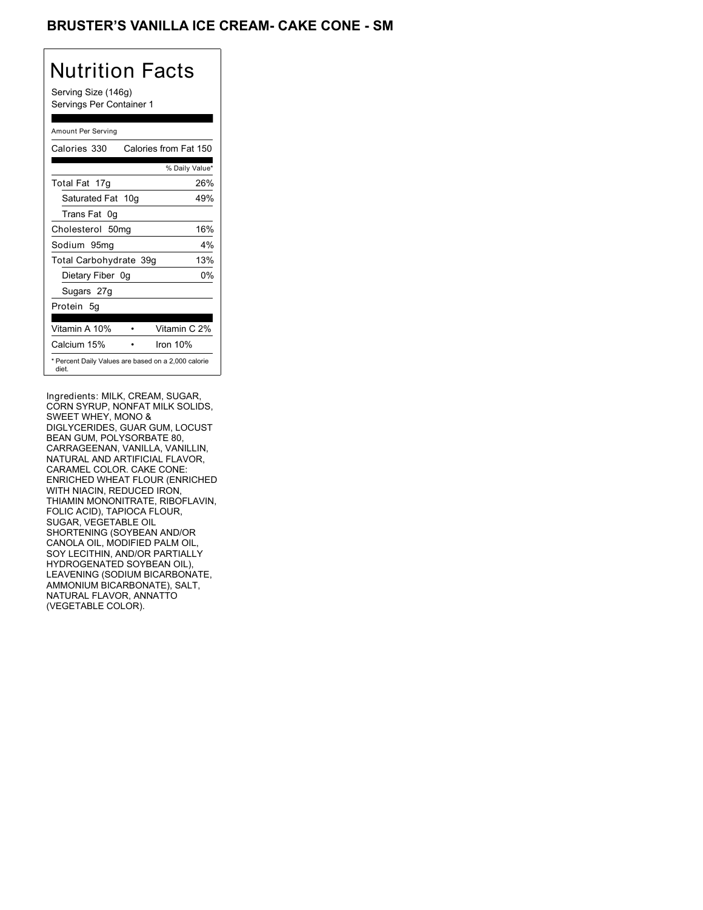# BRUSTER'S VANILLA ICE CREAM- CAKE CONE - SM

## Nutrition Facts

Serving Size (146g)
Servings Per Container 1

| Amount Per Serving | |
|---|---|
| Calories 330 | Calories from Fat 150 |
| | % Daily Value* |
| Total Fat 17g | 26% |
| Saturated Fat 10g | 49% |
| Trans Fat 0g | |
| Cholesterol 50mg | 16% |
| Sodium 95mg | 4% |
| Total Carbohydrate 39g | 13% |
| Dietary Fiber 0g | 0% |
| Sugars 27g | |
| Protein 5g | |
| Vitamin A 10% | Vitamin C 2% |
| Calcium 15% | Iron 10% |

* Percent Daily Values are based on a 2,000 calorie diet.

Ingredients: MILK, CREAM, SUGAR, CORN SYRUP, NONFAT MILK SOLIDS, SWEET WHEY, MONO & DIGLYCERIDES, GUAR GUM, LOCUST BEAN GUM, POLYSORBATE 80, CARRAGEENAN, VANILLA, VANILLIN, NATURAL AND ARTIFICIAL FLAVOR, CARAMEL COLOR. CAKE CONE: ENRICHED WHEAT FLOUR (ENRICHED WITH NIACIN, REDUCED IRON, THIAMIN MONONITRATE, RIBOFLAVIN, FOLIC ACID), TAPIOCA FLOUR, SUGAR, VEGETABLE OIL SHORTENING (SOYBEAN AND/OR CANOLA OIL, MODIFIED PALM OIL, SOY LECITHIN, AND/OR PARTIALLY HYDROGENATED SOYBEAN OIL), LEAVENING (SODIUM BICARBONATE, AMMONIUM BICARBONATE), SALT, NATURAL FLAVOR, ANNATTO (VEGETABLE COLOR).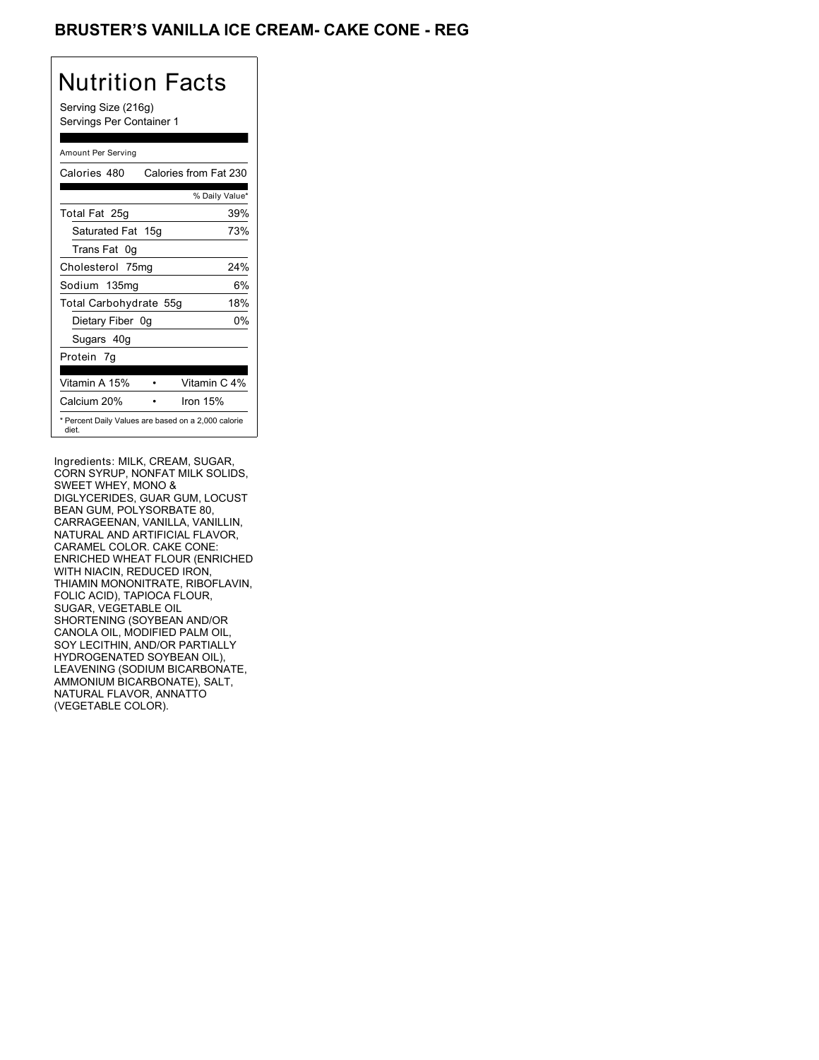# BRUSTER'S VANILLA ICE CREAM- CAKE CONE - REG

## Nutrition Facts

Serving Size (216g)
Servings Per Container 1

Amount Per Serving

| Calories 480 | Calories from Fat 230 |
| --- | --- |
| | % Daily Value* |
| Total Fat 25g | 39% |
| Saturated Fat 15g | 73% |
| Trans Fat 0g | |
| Cholesterol 75mg | 24% |
| Sodium 135mg | 6% |
| Total Carbohydrate 55g | 18% |
| Dietary Fiber 0g | 0% |
| Sugars 40g | |
| Protein 7g | |
| Vitamin A 15% | Vitamin C 4% |
| Calcium 20% | Iron 15% |

* Percent Daily Values are based on a 2,000 calorie diet.

Ingredients: MILK, CREAM, SUGAR, CORN SYRUP, NONFAT MILK SOLIDS, SWEET WHEY, MONO & DIGLYCERIDES, GUAR GUM, LOCUST BEAN GUM, POLYSORBATE 80, CARRAGEENAN, VANILLA, VANILLIN, NATURAL AND ARTIFICIAL FLAVOR, CARAMEL COLOR. CAKE CONE: ENRICHED WHEAT FLOUR (ENRICHED WITH NIACIN, REDUCED IRON, THIAMIN MONONITRATE, RIBOFLAVIN, FOLIC ACID), TAPIOCA FLOUR, SUGAR, VEGETABLE OIL SHORTENING (SOYBEAN AND/OR CANOLA OIL, MODIFIED PALM OIL, SOY LECITHIN, AND/OR PARTIALLY HYDROGENATED SOYBEAN OIL), LEAVENING (SODIUM BICARBONATE, AMMONIUM BICARBONATE), SALT, NATURAL FLAVOR, ANNATTO (VEGETABLE COLOR).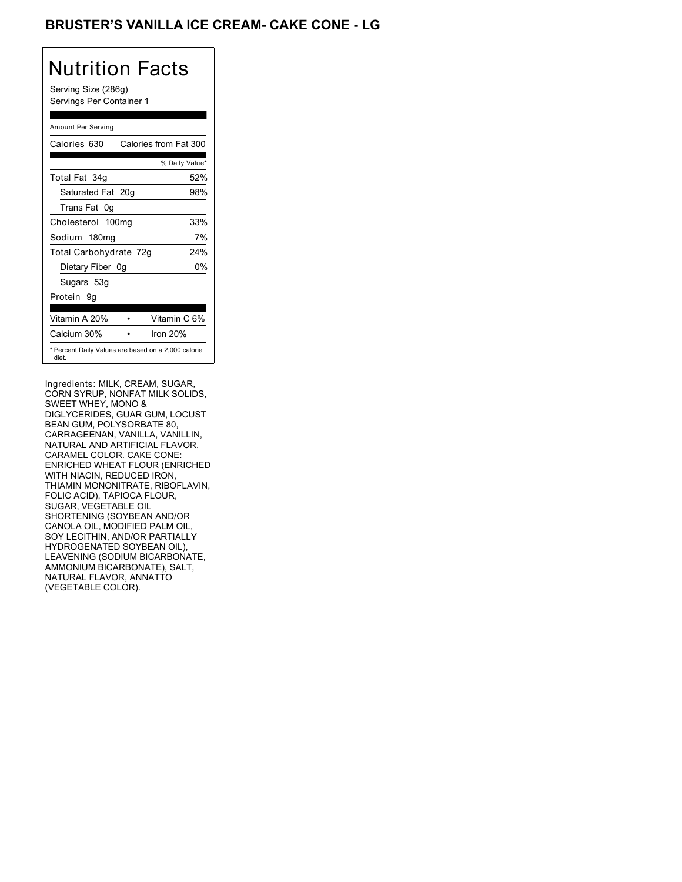# BRUSTER'S VANILLA ICE CREAM- CAKE CONE - LG

## Nutrition Facts

Serving Size (286g)
Servings Per Container 1

Amount Per Serving

| | |
|---|---|
| Calories 630 | Calories from Fat 300 |
| | % Daily Value* |
| Total Fat 34g | 52% |
| Saturated Fat 20g | 98% |
| Trans Fat 0g | |
| Cholesterol 100mg | 33% |
| Sodium 180mg | 7% |
| Total Carbohydrate 72g | 24% |
| Dietary Fiber 0g | 0% |
| Sugars 53g | |
| Protein 9g | |
| Vitamin A 20% | Vitamin C 6% |
| Calcium 30% | Iron 20% |

* Percent Daily Values are based on a 2,000 calorie diet.

Ingredients: MILK, CREAM, SUGAR, CORN SYRUP, NONFAT MILK SOLIDS, SWEET WHEY, MONO & DIGLYCERIDES, GUAR GUM, LOCUST BEAN GUM, POLYSORBATE 80, CARRAGEENAN, VANILLA, VANILLIN, NATURAL AND ARTIFICIAL FLAVOR, CARAMEL COLOR. CAKE CONE: ENRICHED WHEAT FLOUR (ENRICHED WITH NIACIN, REDUCED IRON, THIAMIN MONONITRATE, RIBOFLAVIN, FOLIC ACID), TAPIOCA FLOUR, SUGAR, VEGETABLE OIL SHORTENING (SOYBEAN AND/OR CANOLA OIL, MODIFIED PALM OIL, SOY LECITHIN, AND/OR PARTIALLY HYDROGENATED SOYBEAN OIL), LEAVENING (SODIUM BICARBONATE, AMMONIUM BICARBONATE), SALT, NATURAL FLAVOR, ANNATTO (VEGETABLE COLOR).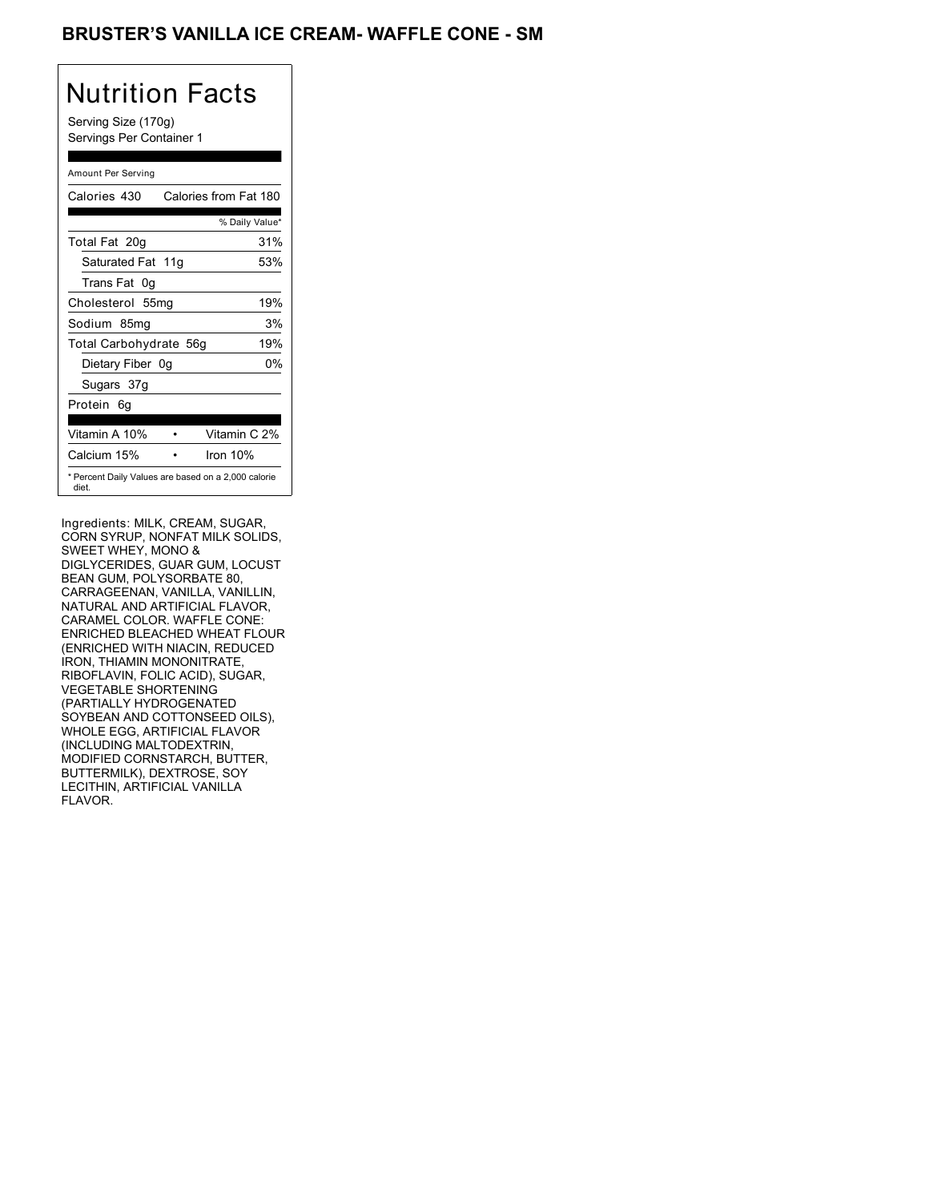# BRUSTER'S VANILLA ICE CREAM- WAFFLE CONE - SM

## Nutrition Facts

Serving Size (170g)
Servings Per Container 1

| Amount Per Serving | |
|---|---|
| Calories 430 | Calories from Fat 180 |
| | % Daily Value* |
| Total Fat 20g | 31% |
| Saturated Fat 11g | 53% |
| Trans Fat 0g | |
| Cholesterol 55mg | 19% |
| Sodium 85mg | 3% |
| Total Carbohydrate 56g | 19% |
| Dietary Fiber 0g | 0% |
| Sugars 37g | |
| Protein 6g | |

| | |
|---|---|
| Vitamin A 10% | Vitamin C 2% |
| Calcium 15% | Iron 10% |

* Percent Daily Values are based on a 2,000 calorie diet.

Ingredients: MILK, CREAM, SUGAR, CORN SYRUP, NONFAT MILK SOLIDS, SWEET WHEY, MONO & DIGLYCERIDES, GUAR GUM, LOCUST BEAN GUM, POLYSORBATE 80, CARRAGEENAN, VANILLA, VANILLIN, NATURAL AND ARTIFICIAL FLAVOR, CARAMEL COLOR. WAFFLE CONE: ENRICHED BLEACHED WHEAT FLOUR (ENRICHED WITH NIACIN, REDUCED IRON, THIAMIN MONONITRATE, RIBOFLAVIN, FOLIC ACID), SUGAR, VEGETABLE SHORTENING (PARTIALLY HYDROGENATED SOYBEAN AND COTTONSEED OILS), WHOLE EGG, ARTIFICIAL FLAVOR (INCLUDING MALTODEXTRIN, MODIFIED CORNSTARCH, BUTTER, BUTTERMILK), DEXTROSE, SOY LECITHIN, ARTIFICIAL VANILLA FLAVOR.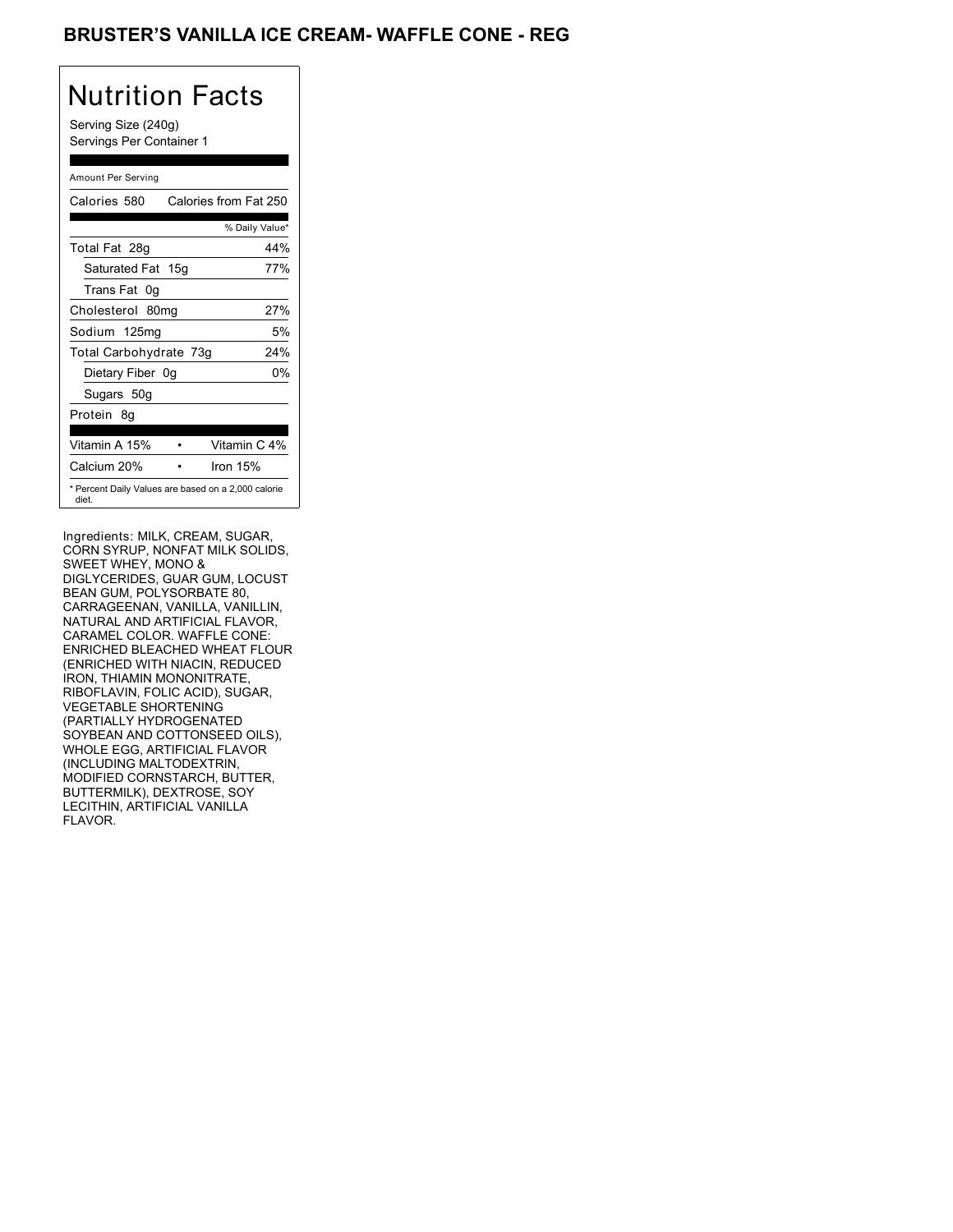# BRUSTER'S VANILLA ICE CREAM- WAFFLE CONE - REG

## Nutrition Facts

Serving Size (240g)
Servings Per Container 1

Amount Per Serving

| Calories 580 | Calories from Fat 250 |
|---|---|
| | % Daily Value* |
| Total Fat 28g | 44% |
| Saturated Fat 15g | 77% |
| Trans Fat 0g | |
| Cholesterol 80mg | 27% |
| Sodium 125mg | 5% |
| Total Carbohydrate 73g | 24% |
| Dietary Fiber 0g | 0% |
| Sugars 50g | |
| Protein 8g | |

| Vitamin A 15% | • | Vitamin C 4% |
|---|---|---|
| Calcium 20% | • | Iron 15% |

* Percent Daily Values are based on a 2,000 calorie diet.

Ingredients: MILK, CREAM, SUGAR, CORN SYRUP, NONFAT MILK SOLIDS, SWEET WHEY, MONO & DIGLYCERIDES, GUAR GUM, LOCUST BEAN GUM, POLYSORBATE 80, CARRAGEENAN, VANILLA, VANILLIN, NATURAL AND ARTIFICIAL FLAVOR, CARAMEL COLOR. WAFFLE CONE: ENRICHED BLEACHED WHEAT FLOUR (ENRICHED WITH NIACIN, REDUCED IRON, THIAMIN MONONITRATE, RIBOFLAVIN, FOLIC ACID), SUGAR, VEGETABLE SHORTENING (PARTIALLY HYDROGENATED SOYBEAN AND COTTONSEED OILS), WHOLE EGG, ARTIFICIAL FLAVOR (INCLUDING MALTODEXTRIN, MODIFIED CORNSTARCH, BUTTER, BUTTERMILK), DEXTROSE, SOY LECITHIN, ARTIFICIAL VANILLA FLAVOR.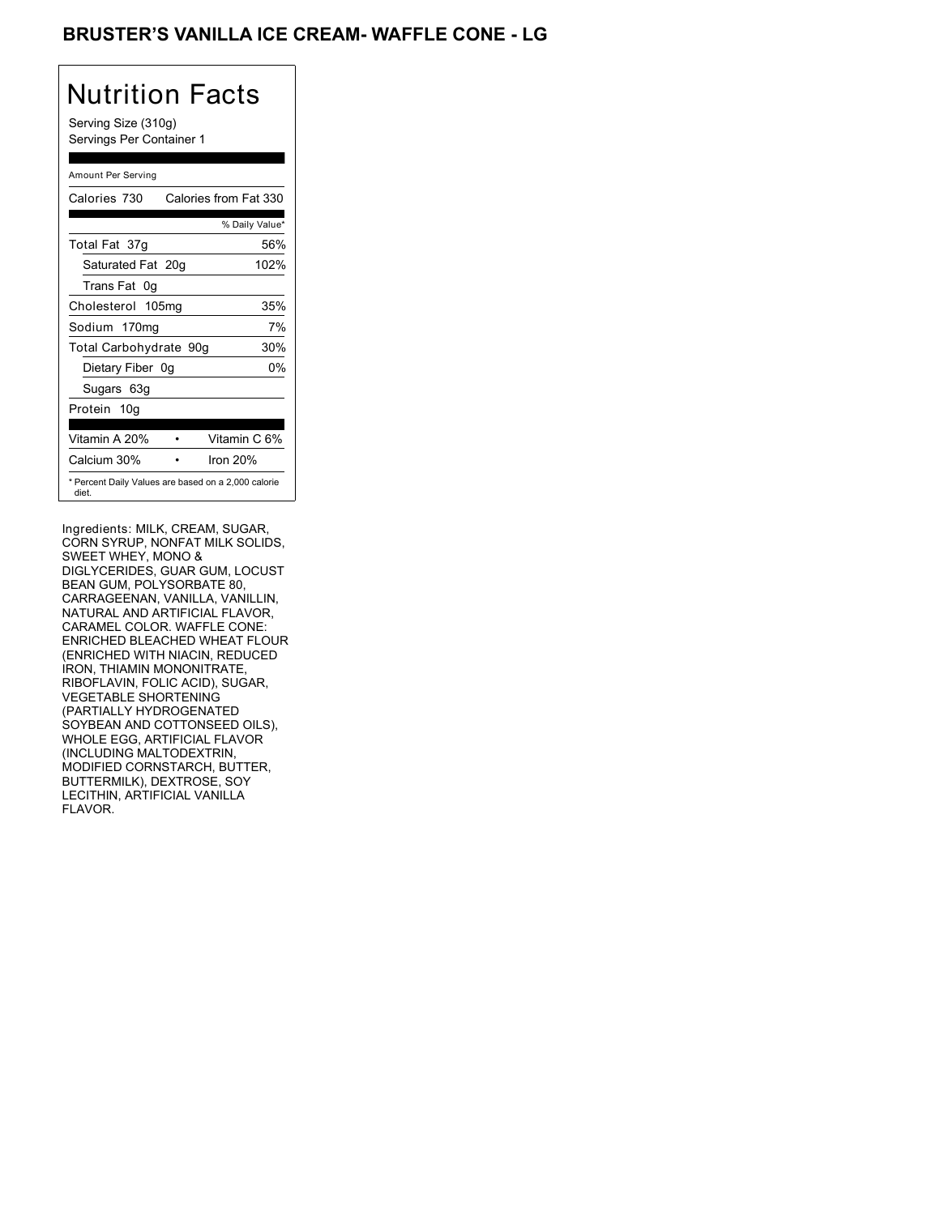# BRUSTER'S VANILLA ICE CREAM- WAFFLE CONE - LG

## Nutrition Facts

Serving Size (310g)
Servings Per Container 1

Amount Per Serving

| | |
|---|---|
| Calories 730 | Calories from Fat 330 |
| | % Daily Value* |
| Total Fat 37g | 56% |
| Saturated Fat 20g | 102% |
| Trans Fat 0g | |
| Cholesterol 105mg | 35% |
| Sodium 170mg | 7% |
| Total Carbohydrate 90g | 30% |
| Dietary Fiber 0g | 0% |
| Sugars 63g | |
| Protein 10g | |
| Vitamin A 20% | Vitamin C 6% |
| Calcium 30% | Iron 20% |

\* Percent Daily Values are based on a 2,000 calorie diet.

Ingredients: MILK, CREAM, SUGAR, CORN SYRUP, NONFAT MILK SOLIDS, SWEET WHEY, MONO & DIGLYCERIDES, GUAR GUM, LOCUST BEAN GUM, POLYSORBATE 80, CARRAGEENAN, VANILLA, VANILLIN, NATURAL AND ARTIFICIAL FLAVOR, CARAMEL COLOR. WAFFLE CONE: ENRICHED BLEACHED WHEAT FLOUR (ENRICHED WITH NIACIN, REDUCED IRON, THIAMIN MONONITRATE, RIBOFLAVIN, FOLIC ACID), SUGAR, VEGETABLE SHORTENING (PARTIALLY HYDROGENATED SOYBEAN AND COTTONSEED OILS), WHOLE EGG, ARTIFICIAL FLAVOR (INCLUDING MALTODEXTRIN, MODIFIED CORNSTARCH, BUTTER, BUTTERMILK), DEXTROSE, SOY LECITHIN, ARTIFICIAL VANILLA FLAVOR.